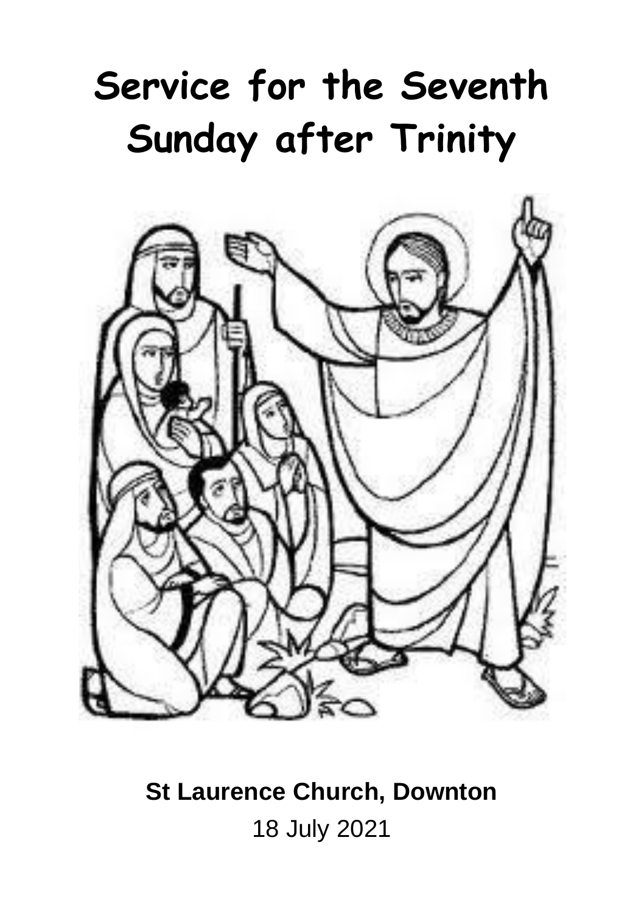# Service for the Seventh Sunday after Trinity

**St Laurence Church, Downton**

18 July 2021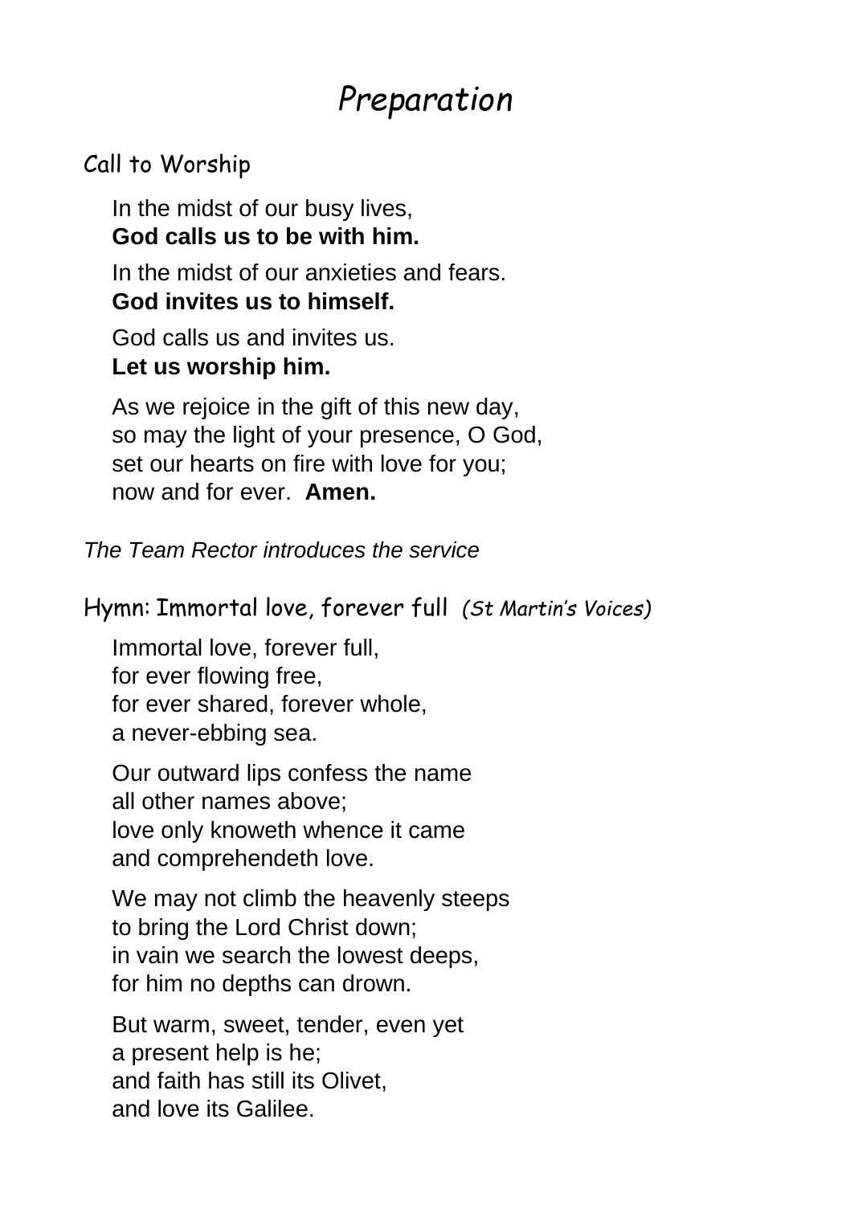# *Preparation*

## Call to Worship

In the midst of our busy lives,
**God calls us to be with him.**

In the midst of our anxieties and fears.
**God invites us to himself.**

God calls us and invites us.
**Let us worship him.**

As we rejoice in the gift of this new day,
so may the light of your presence, O God,
set our hearts on fire with love for you;
now and for ever. **Amen.**

*The Team Rector introduces the service*

## Hymn: Immortal love, forever full *(St Martin's Voices)*

Immortal love, forever full,
for ever flowing free,
for ever shared, forever whole,
a never-ebbing sea.

Our outward lips confess the name
all other names above;
love only knoweth whence it came
and comprehendeth love.

We may not climb the heavenly steeps
to bring the Lord Christ down;
in vain we search the lowest deeps,
for him no depths can drown.

But warm, sweet, tender, even yet
a present help is he;
and faith has still its Olivet,
and love its Galilee.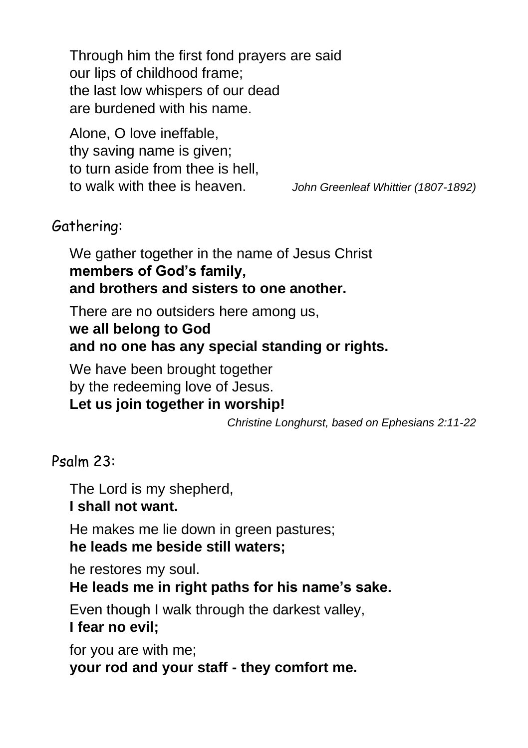Through him the first fond prayers are said
our lips of childhood frame;
the last low whispers of our dead
are burdened with his name.

Alone, O love ineffable,
thy saving name is given;
to turn aside from thee is hell,
to walk with thee is heaven. *John Greenleaf Whittier (1807-1892)*

## Gathering:

We gather together in the name of Jesus Christ
**members of God's family,**
**and brothers and sisters to one another.**

There are no outsiders here among us,
**we all belong to God**
**and no one has any special standing or rights.**

We have been brought together
by the redeeming love of Jesus.
**Let us join together in worship!**

*Christine Longhurst, based on Ephesians 2:11-22*

## Psalm 23:

The Lord is my shepherd,
**I shall not want.**

He makes me lie down in green pastures;
**he leads me beside still waters;**

he restores my soul.
**He leads me in right paths for his name's sake.**

Even though I walk through the darkest valley,
**I fear no evil;**

for you are with me;
**your rod and your staff - they comfort me.**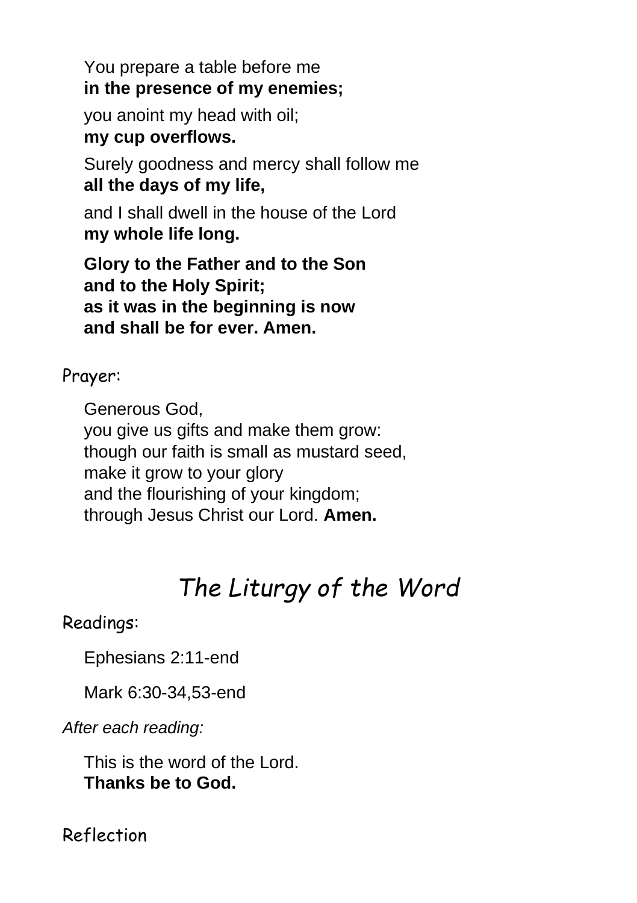You prepare a table before me
**in the presence of my enemies;**

you anoint my head with oil;
**my cup overflows.**

Surely goodness and mercy shall follow me
**all the days of my life,**

and I shall dwell in the house of the Lord
**my whole life long.**

**Glory to the Father and to the Son**
**and to the Holy Spirit;**
**as it was in the beginning is now**
**and shall be for ever. Amen.**

Prayer:

Generous God,
you give us gifts and make them grow:
though our faith is small as mustard seed,
make it grow to your glory
and the flourishing of your kingdom;
through Jesus Christ our Lord. **Amen.**

# *The Liturgy of the Word*

Readings:

Ephesians 2:11-end

Mark 6:30-34,53-end

*After each reading:*

This is the word of the Lord.
**Thanks be to God.**

Reflection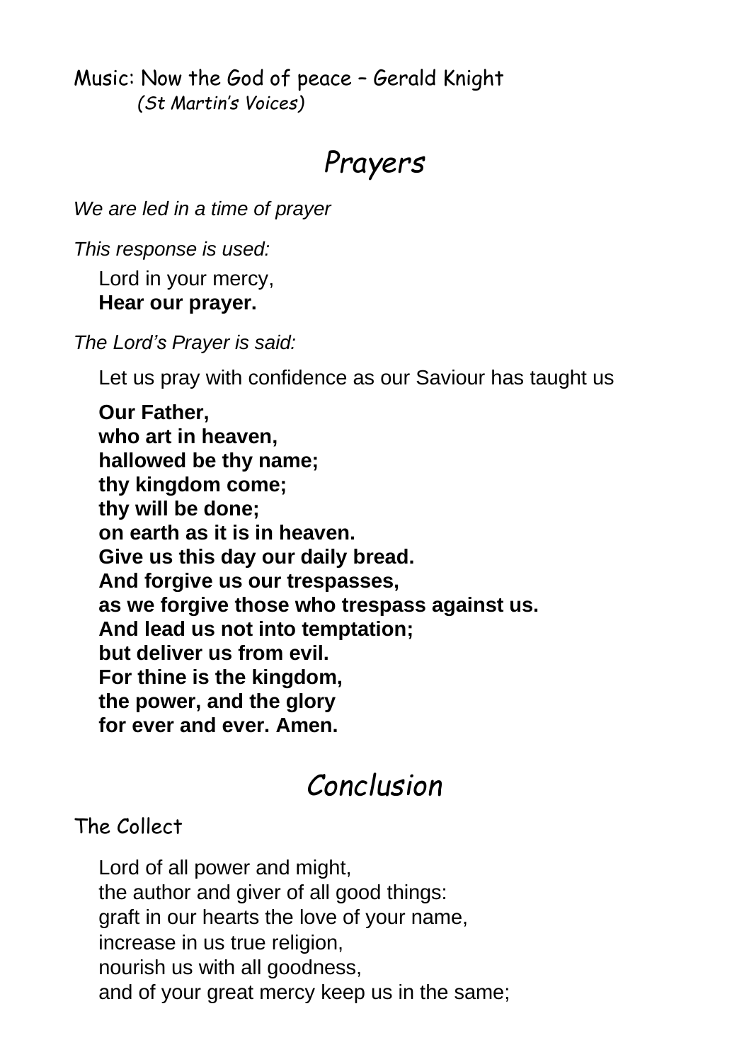Music: Now the God of peace – Gerald Knight
*(St Martin's Voices)*

## *Prayers*

*We are led in a time of prayer*

*This response is used:*

Lord in your mercy,
**Hear our prayer.**

*The Lord's Prayer is said:*

Let us pray with confidence as our Saviour has taught us

**Our Father,**
**who art in heaven,**
**hallowed be thy name;**
**thy kingdom come;**
**thy will be done;**
**on earth as it is in heaven.**
**Give us this day our daily bread.**
**And forgive us our trespasses,**
**as we forgive those who trespass against us.**
**And lead us not into temptation;**
**but deliver us from evil.**
**For thine is the kingdom,**
**the power, and the glory**
**for ever and ever. Amen.**

## *Conclusion*

The Collect

Lord of all power and might,
the author and giver of all good things:
graft in our hearts the love of your name,
increase in us true religion,
nourish us with all goodness,
and of your great mercy keep us in the same;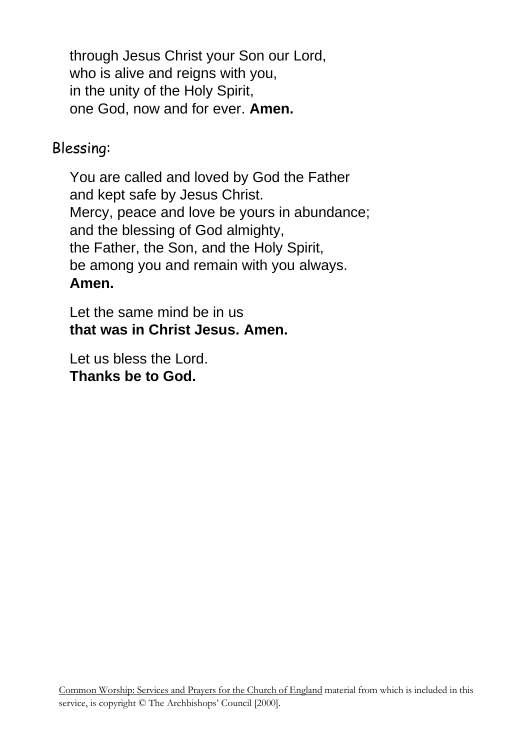through Jesus Christ your Son our Lord,
who is alive and reigns with you,
in the unity of the Holy Spirit,
one God, now and for ever. **Amen.**

## Blessing:

You are called and loved by God the Father
and kept safe by Jesus Christ.
Mercy, peace and love be yours in abundance;
and the blessing of God almighty,
the Father, the Son, and the Holy Spirit,
be among you and remain with you always.
**Amen.**

Let the same mind be in us
**that was in Christ Jesus. Amen.**

Let us bless the Lord.
**Thanks be to God.**

Common Worship: Services and Prayers for the Church of England material from which is included in this service, is copyright © The Archbishops' Council [2000].